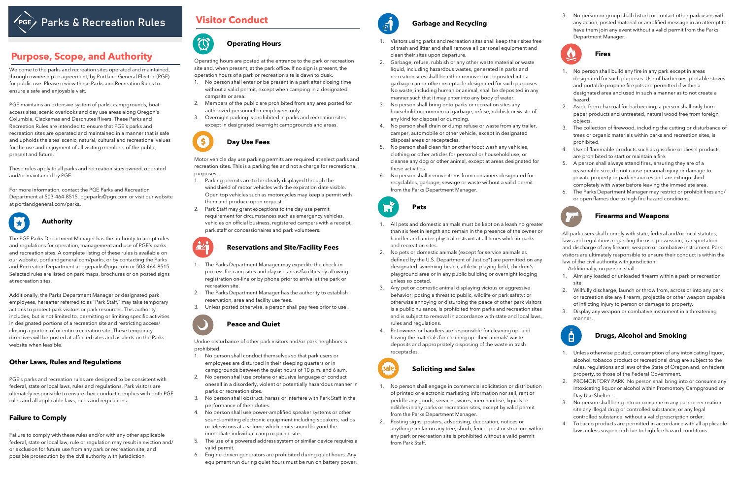# Parks & Recreation Rules

## Purpose, Scope, and Authority

Welcome to the parks and recreation sites operated and maintained, through ownership or agreement, by Portland General Electric (PGE) for public use. Please review these Parks and Recreation Rules to ensure a safe and enjoyable visit.

PGE maintains an extensive system of parks, campgrounds, boat access sites, scenic overlooks and day use areas along Oregon's Columbia, Clackamas and Deschutes Rivers. These Parks and Recreation Rules are intended to ensure that PGE's parks and recreation sites are operated and maintained in a manner that is safe and upholds the sites' scenic, natural, cultural and recreational values for the use and enjoyment of all visiting members of the public, present and future.

These rules apply to all parks and recreation sites owned, operated and/or maintained by PGE.

For more information, contact the PGE Parks and Recreation Department at 503-464-8515, pgeparks@pgn.com or visit our website at portlandgeneral.com/parks**.**

### Authority

The PGE Parks Department Manager has the authority to adopt rules and regulations for operation, management and use of PGE's parks and recreation sites. A complete listing of these rules is available on our website, portlandgeneral.com/parks, or by contacting the Parks and Recreation Department at pgeparks@pgn.com or 503-464-8515. Selected rules are listed on park maps, brochures or on posted signs at recreation sites.

Additionally, the Parks Department Manager or designated park employees, hereafter referred to as "Park Staff," may take temporary actions to protect park visitors or park resources. This authority includes, but is not limited to, permitting or limiting specific activities in designated portions of a recreation site and restricting access/closing a portion of or entire recreation site. These temporary directives will be posted at affected sites and as alerts on the Parks website when feasible.

### Other Laws, Rules and Regulations

PGE's parks and recreation rules are designed to be consistent with federal, state or local laws, rules and regulations. Park visitors are ultimately responsible to ensure their conduct complies with both PGE rules and all applicable laws, rules and regulations.

### Failure to Comply

Failure to comply with these rules and/or with any other applicable federal, state or local law, rule or regulation may result in eviction and/or exclusion for future use from any park or recreation site, and possible prosecution by the civil authority with jurisdiction.

## Visitor Conduct

### Operating Hours

Operating hours are posted at the entrance to the park or recreation site and, when present, at the park office. If no sign is present, the operation hours of a park or recreation site is dawn to dusk.

1. No person shall enter or be present in a park after closing time without a valid permit, except when camping in a designated campsite or area.
2. Members of the public are prohibited from any area posted for authorized personnel or employees only.
3. Overnight parking is prohibited in parks and recreation sites except in designated overnight campgrounds and areas.

### Day Use Fees

Motor vehicle day use parking permits are required at select parks and recreation sites. This is a parking fee and not a charge for recreational purposes.

1. Parking permits are to be clearly displayed through the windshield of motor vehicles with the expiration date visible. Open top vehicles such as motorcycles may keep a permit with them and produce upon request.
2. Park Staff may grant exceptions to the day use permit requirement for circumstances such as emergency vehicles, vehicles on official business, registered campers with a receipt, park staff or concessionaires and park volunteers.

### Reservations and Site/Facility Fees

1. The Parks Department Manager may expedite the check-in process for campsites and day use areas/facilities by allowing registration on-line or by phone prior to arrival at the park or recreation site.
2. The Parks Department Manager has the authority to establish reservation, area and facility use fees.
3. Unless posted otherwise, a person shall pay fees prior to use.

### Peace and Quiet

Undue disturbance of other park visitors and/or park neighbors is prohibited.

1. No person shall conduct themselves so that park users or employees are disturbed in their sleeping quarters or in campgrounds between the quiet hours of 10 p.m. and 6 a.m.
2. No person shall use profane or abusive language or conduct oneself in a disorderly, violent or potentially hazardous manner in parks or recreation sites.
3. No person shall obstruct, harass or interfere with Park Staff in the performance of their duties.
4. No person shall use power-amplified speaker systems or other sound-emitting electronic equipment including speakers, radios or televisions at a volume which emits sound beyond the immediate individual camp or picnic site.
5. The use of a powered address system or similar device requires a valid permit.
6. Engine-driven generators are prohibited during quiet hours. Any equipment run during quiet hours must be run on battery power.

### Garbage and Recycling

1. Visitors using parks and recreation sites shall keep their sites free of trash and litter and shall remove all personal equipment and clean their sites upon departure.
2. Garbage, refuse, rubbish or any other waste material or waste liquid, including hazardous wastes, generated in parks and recreation sites shall be either removed or deposited into a garbage can or other receptacle designated for such purposes. No waste, including human or animal, shall be deposited in any manner such that it may enter into any body of water.
3. No person shall bring onto parks or recreation sites any household or commercial garbage, refuse, rubbish or waste of any kind for disposal or dumping.
4. No person shall drain or dump refuse or waste from any trailer, camper, automobile or other vehicle, except in designated disposal areas or receptacles.
5. No person shall clean fish or other food; wash any vehicles, clothing or other articles for personal or household use; or cleanse any dog or other animal, except at areas designated for these activities.
6. No person shall remove items from containers designated for recyclables, garbage, sewage or waste without a valid permit from the Parks Department Manager.

### Pets

1. All pets and domestic animals must be kept on a leash no greater than six feet in length and remain in the presence of the owner or handler and under physical restraint at all times while in parks and recreation sites.
2. No pets or domestic animals (except for service animals as defined by the U.S. Department of Justice*) are permitted on any designated swimming beach, athletic playing field, children's playground area or in any public building or overnight lodging unless so posted.
3. Any pet or domestic animal displaying vicious or aggressive behavior; posing a threat to public, wildlife or park safety; or otherwise annoying or disturbing the peace of other park visitors is a public nuisance, is prohibited from parks and recreation sites and is subject to removal in accordance with state and local laws, rules and regulations.
4. Pet owners or handlers are responsible for cleaning up—and having the materials for cleaning up—their animals' waste deposits and appropriately disposing of the waste in trash receptacles.

### Soliciting and Sales

1. No person shall engage in commercial solicitation or distribution of printed or electronic marketing information nor sell, rent or peddle any goods, services, wares, merchandise, liquids or edibles in any parks or recreation sites, except by valid permit from the Parks Department Manager.
2. Posting signs, posters, advertising, decoration, notices or anything similar on any tree, shrub, fence, post or structure within any park or recreation site is prohibited without a valid permit from Park Staff.
3. No person or group shall disturb or contact other park users with any action, posted material or amplified message in an attempt to have them join any event without a valid permit from the Parks Department Manager.

### Fires

1. No person shall build any fire in any park except in areas designated for such purposes. Use of barbecues, portable stoves and portable propane fire pits are permitted if within a designated area and used in such a manner as to not create a hazard.
2. Aside from charcoal for barbecuing, a person shall only burn paper products and untreated, natural wood free from foreign objects.
3. The collection of firewood, including the cutting or disturbance of trees or organic materials within parks and recreation sites, is prohibited.
4. Use of flammable products such as gasoline or diesel products are prohibited to start or maintain a fire.
5. A person shall always attend fires, ensuring they are of a reasonable size, do not cause personal injury or damage to private property or park resources and are extinguished completely with water before leaving the immediate area.
6. The Parks Department Manager may restrict or prohibit fires and/or open flames due to high fire hazard conditions.

### Firearms and Weapons

All park users shall comply with state, federal and/or local statutes, laws and regulations regarding the use, possession, transportation and discharge of any firearm, weapon or combative instrument. Park visitors are ultimately responsible to ensure their conduct is within the law of the civil authority with jurisdiction.

Additionally, no person shall:

1. Aim any loaded or unloaded firearm within a park or recreation site.
2. Willfully discharge, launch or throw from, across or into any park or recreation site any firearm, projectile or other weapon capable of inflicting injury to person or damage to property.
3. Display any weapon or combative instrument in a threatening manner.

### Drugs, Alcohol and Smoking

1. Unless otherwise posted, consumption of any intoxicating liquor, alcohol, tobacco product or recreational drug are subject to the rules, regulations and laws of the State of Oregon and, on federal property, to those of the Federal Government.
2. PROMONTORY PARK: No person shall bring into or consume any intoxicating liquor or alcohol within Promontory Campground or Day Use Shelter.
3. No person shall bring into or consume in any park or recreation site any illegal drug or controlled substance, or any legal controlled substance, without a valid prescription order.
4. Tobacco products are permitted in accordance with all applicable laws unless suspended due to high fire hazard conditions.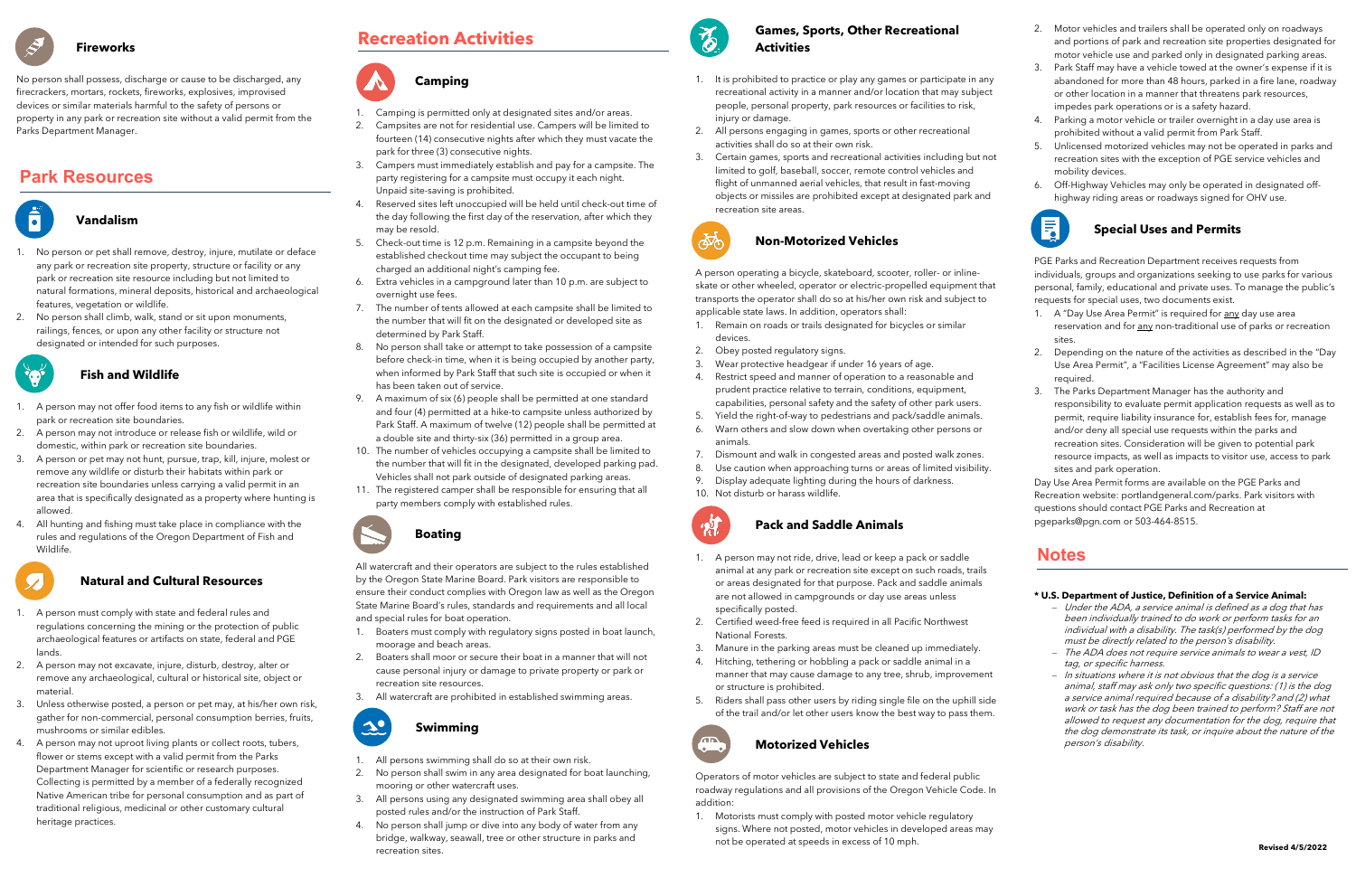### Fireworks

No person shall possess, discharge or cause to be discharged, any firecrackers, mortars, rockets, fireworks, explosives, improvised devices or similar materials harmful to the safety of persons or property in any park or recreation site without a valid permit from the Parks Department Manager.

## Park Resources

### Vandalism

1. No person or pet shall remove, destroy, injure, mutilate or deface any park or recreation site property, structure or facility or any park or recreation site resource including but not limited to natural formations, mineral deposits, historical and archaeological features, vegetation or wildlife.
2. No person shall climb, walk, stand or sit upon monuments, railings, fences, or upon any other facility or structure not designated or intended for such purposes.

### Fish and Wildlife

1. A person may not offer food items to any fish or wildlife within park or recreation site boundaries.
2. A person may not introduce or release fish or wildlife, wild or domestic, within park or recreation site boundaries.
3. A person or pet may not hunt, pursue, trap, kill, injure, molest or remove any wildlife or disturb their habitats within park or recreation site boundaries unless carrying a valid permit in an area that is specifically designated as a property where hunting is allowed.
4. All hunting and fishing must take place in compliance with the rules and regulations of the Oregon Department of Fish and Wildlife.

### Natural and Cultural Resources

1. A person must comply with state and federal rules and regulations concerning the mining or the protection of public archaeological features or artifacts on state, federal and PGE lands.
2. A person may not excavate, injure, disturb, destroy, alter or remove any archaeological, cultural or historical site, object or material.
3. Unless otherwise posted, a person or pet may, at his/her own risk, gather for non-commercial, personal consumption berries, fruits, mushrooms or similar edibles.
4. A person may not uproot living plants or collect roots, tubers, flower or stems except with a valid permit from the Parks Department Manager for scientific or research purposes. Collecting is permitted by a member of a federally recognized Native American tribe for personal consumption and as part of traditional religious, medicinal or other customary cultural heritage practices.

## Recreation Activities

### Camping

1. Camping is permitted only at designated sites and/or areas.
2. Campsites are not for residential use. Campers will be limited to fourteen (14) consecutive nights after which they must vacate the park for three (3) consecutive nights.
3. Campers must immediately establish and pay for a campsite. The party registering for a campsite must occupy it each night. Unpaid site-saving is prohibited.
4. Reserved sites left unoccupied will be held until check-out time of the day following the first day of the reservation, after which they may be resold.
5. Check-out time is 12 p.m. Remaining in a campsite beyond the established checkout time may subject the occupant to being charged an additional night's camping fee.
6. Extra vehicles in a campground later than 10 p.m. are subject to overnight use fees.
7. The number of tents allowed at each campsite shall be limited to the number that will fit on the designated or developed site as determined by Park Staff.
8. No person shall take or attempt to take possession of a campsite before check-in time, when it is being occupied by another party, when informed by Park Staff that such site is occupied or when it has been taken out of service.
9. A maximum of six (6) people shall be permitted at one standard and four (4) permitted at a hike-to campsite unless authorized by Park Staff. A maximum of twelve (12) people shall be permitted at a double site and thirty-six (36) permitted in a group area.
10. The number of vehicles occupying a campsite shall be limited to the number that will fit in the designated, developed parking pad. Vehicles shall not park outside of designated parking areas.
11. The registered camper shall be responsible for ensuring that all party members comply with established rules.

### Boating

All watercraft and their operators are subject to the rules established by the Oregon State Marine Board. Park visitors are responsible to ensure their conduct complies with Oregon law as well as the Oregon State Marine Board's rules, standards and requirements and all local and special rules for boat operation.

1. Boaters must comply with regulatory signs posted in boat launch, moorage and beach areas.
2. Boaters shall moor or secure their boat in a manner that will not cause personal injury or damage to private property or park or recreation site resources.
3. All watercraft are prohibited in established swimming areas.

### Swimming

1. All persons swimming shall do so at their own risk.
2. No person shall swim in any area designated for boat launching, mooring or other watercraft uses.
3. All persons using any designated swimming area shall obey all posted rules and/or the instruction of Park Staff.
4. No person shall jump or dive into any body of water from any bridge, walkway, seawall, tree or other structure in parks and recreation sites.

### Games, Sports, Other Recreational Activities

1. It is prohibited to practice or play any games or participate in any recreational activity in a manner and/or location that may subject people, personal property, park resources or facilities to risk, injury or damage.
2. All persons engaging in games, sports or other recreational activities shall do so at their own risk.
3. Certain games, sports and recreational activities including but not limited to golf, baseball, soccer, remote control vehicles and flight of unmanned aerial vehicles, that result in fast-moving objects or missiles are prohibited except at designated park and recreation site areas.

### Non-Motorized Vehicles

A person operating a bicycle, skateboard, scooter, roller- or inline-skate or other wheeled, operator or electric-propelled equipment that transports the operator shall do so at his/her own risk and subject to applicable state laws. In addition, operators shall:

1. Remain on roads or trails designated for bicycles or similar devices.
2. Obey posted regulatory signs.
3. Wear protective headgear if under 16 years of age.
4. Restrict speed and manner of operation to a reasonable and prudent practice relative to terrain, conditions, equipment, capabilities, personal safety and the safety of other park users.
5. Yield the right-of-way to pedestrians and pack/saddle animals.
6. Warn others and slow down when overtaking other persons or animals.
7. Dismount and walk in congested areas and posted walk zones.
8. Use caution when approaching turns or areas of limited visibility.
9. Display adequate lighting during the hours of darkness.
10. Not disturb or harass wildlife.

### Pack and Saddle Animals

1. A person may not ride, drive, lead or keep a pack or saddle animal at any park or recreation site except on such roads, trails or areas designated for that purpose. Pack and saddle animals are not allowed in campgrounds or day use areas unless specifically posted.
2. Certified weed-free feed is required in all Pacific Northwest National Forests.
3. Manure in the parking areas must be cleaned up immediately.
4. Hitching, tethering or hobbling a pack or saddle animal in a manner that may cause damage to any tree, shrub, improvement or structure is prohibited.
5. Riders shall pass other users by riding single file on the uphill side of the trail and/or let other users know the best way to pass them.

### Motorized Vehicles

Operators of motor vehicles are subject to state and federal public roadway regulations and all provisions of the Oregon Vehicle Code. In addition:

1. Motorists must comply with posted motor vehicle regulatory signs. Where not posted, motor vehicles in developed areas may not be operated at speeds in excess of 10 mph.
2. Motor vehicles and trailers shall be operated only on roadways and portions of park and recreation site properties designated for motor vehicle use and parked only in designated parking areas.
3. Park Staff may have a vehicle towed at the owner's expense if it is abandoned for more than 48 hours, parked in a fire lane, roadway or other location in a manner that threatens park resources, impedes park operations or is a safety hazard.
4. Parking a motor vehicle or trailer overnight in a day use area is prohibited without a valid permit from Park Staff.
5. Unlicensed motorized vehicles may not be operated in parks and recreation sites with the exception of PGE service vehicles and mobility devices.
6. Off-Highway Vehicles may only be operated in designated off-highway riding areas or roadways signed for OHV use.

### Special Uses and Permits

PGE Parks and Recreation Department receives requests from individuals, groups and organizations seeking to use parks for various personal, family, educational and private uses. To manage the public's requests for special uses, two documents exist.

1. A "Day Use Area Permit" is required for any day use area reservation and for any non-traditional use of parks or recreation sites.
2. Depending on the nature of the activities as described in the "Day Use Area Permit", a "Facilities License Agreement" may also be required.
3. The Parks Department Manager has the authority and responsibility to evaluate permit application requests as well as to permit, require liability insurance for, establish fees for, manage and/or deny all special use requests within the parks and recreation sites. Consideration will be given to potential park resource impacts, as well as impacts to visitor use, access to park sites and park operation.

Day Use Area Permit forms are available on the PGE Parks and Recreation website: portlandgeneral.com/parks. Park visitors with questions should contact PGE Parks and Recreation at pgeparks@pgn.com or 503-464-8515.

## Notes

**\* U.S. Department of Justice, Definition of a Service Animal:**

- *Under the ADA, a service animal is defined as a dog that has been individually trained to do work or perform tasks for an individual with a disability. The task(s) performed by the dog must be directly related to the person's disability.*
- *The ADA does not require service animals to wear a vest, ID tag, or specific harness.*
- *In situations where it is not obvious that the dog is a service animal, staff may ask only two specific questions: (1) is the dog a service animal required because of a disability? and (2) what work or task has the dog been trained to perform? Staff are not allowed to request any documentation for the dog, require that the dog demonstrate its task, or inquire about the nature of the person's disability.*

**Revised 4/5/2022**